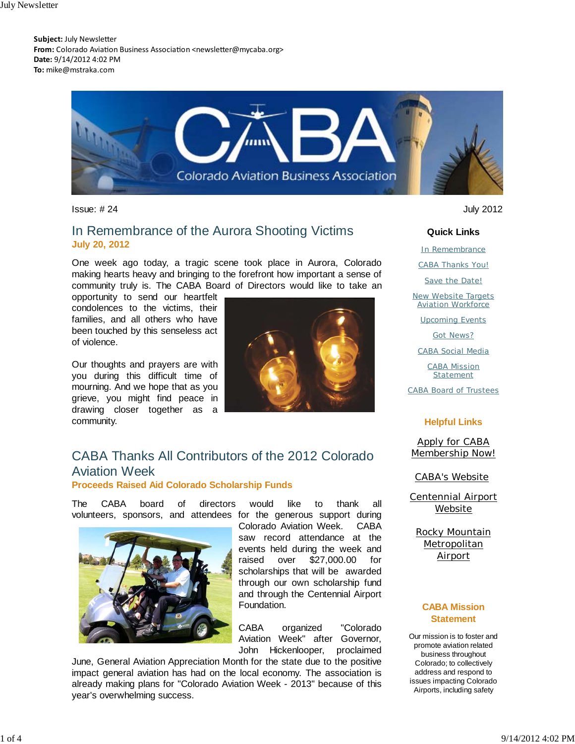**Subject:** July Newsletter
**From:** Colorado Aviation Business Association <newsletter@mycaba.org>
**Date:** 9/14/2012 4:02 PM
**To:** mike@mstraka.com

Issue: # 24

July 2012

## In Remembrance of the Aurora Shooting Victims

**July 20, 2012**

One week ago today, a tragic scene took place in Aurora, Colorado making hearts heavy and bringing to the forefront how important a sense of community truly is. The CABA Board of Directors would like to take an opportunity to send our heartfelt condolences to the victims, their families, and all others who have been touched by this senseless act of violence.

Our thoughts and prayers are with you during this difficult time of mourning. And we hope that as you grieve, you might find peace in drawing closer together as a community.

## CABA Thanks All Contributors of the 2012 Colorado Aviation Week

**Proceeds Raised Aid Colorado Scholarship Funds**

The CABA board of directors would like to thank all volunteers, sponsors, and attendees for the generous support during Colorado Aviation Week. CABA saw record attendance at the events held during the week and raised over $27,000.00 for scholarships that will be awarded through our own scholarship fund and through the Centennial Airport Foundation.

CABA organized "Colorado Aviation Week" after Governor, John Hickenlooper, proclaimed June, General Aviation Appreciation Month for the state due to the positive impact general aviation has had on the local economy. The association is already making plans for "Colorado Aviation Week - 2013" because of this year's overwhelming success.

### Quick Links

- In Remembrance
- CABA Thanks You!
- Save the Date!
- New Website Targets Aviation Workforce
- Upcoming Events
- Got News?
- CABA Social Media
- CABA Mission Statement
- CABA Board of Trustees

### Helpful Links

- Apply for CABA Membership Now!
- CABA's Website
- Centennial Airport Website
- Rocky Mountain Metropolitan Airport

### CABA Mission Statement

Our mission is to foster and promote aviation related business throughout Colorado; to collectively address and respond to issues impacting Colorado Airports, including safety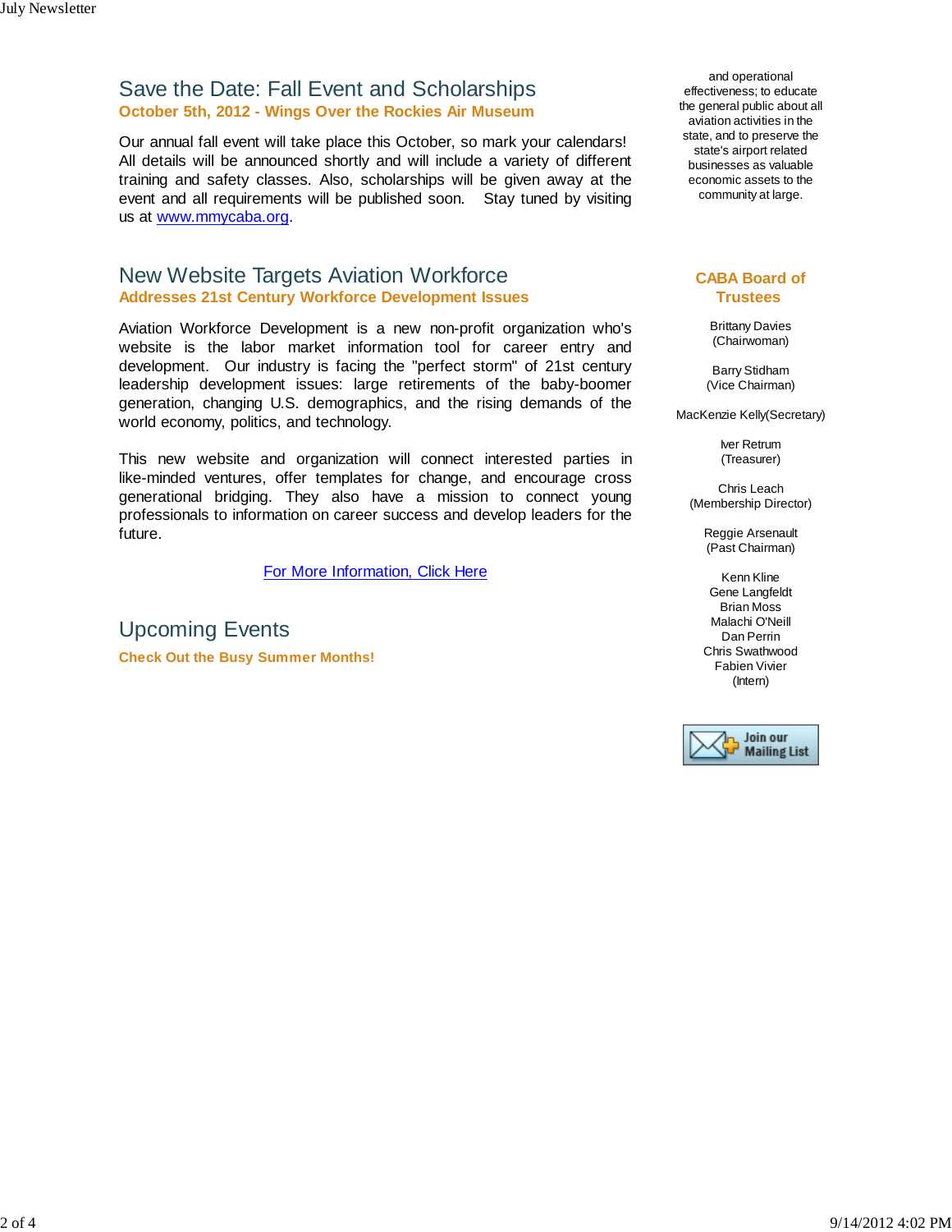## Save the Date: Fall Event and Scholarships

**October 5th, 2012 - Wings Over the Rockies Air Museum**

Our annual fall event will take place this October, so mark your calendars! All details will be announced shortly and will include a variety of different training and safety classes. Also, scholarships will be given away at the event and all requirements will be published soon. Stay tuned by visiting us at www.mmycaba.org.

## New Website Targets Aviation Workforce

**Addresses 21st Century Workforce Development Issues**

Aviation Workforce Development is a new non-profit organization who's website is the labor market information tool for career entry and development. Our industry is facing the "perfect storm" of 21st century leadership development issues: large retirements of the baby-boomer generation, changing U.S. demographics, and the rising demands of the world economy, politics, and technology.

This new website and organization will connect interested parties in like-minded ventures, offer templates for change, and encourage cross generational bridging. They also have a mission to connect young professionals to information on career success and develop leaders for the future.

For More Information, Click Here

## Upcoming Events

**Check Out the Busy Summer Months!**

and operational effectiveness; to educate the general public about all aviation activities in the state, and to preserve the state's airport related businesses as valuable economic assets to the community at large.

### CABA Board of Trustees

Brittany Davies (Chairwoman)

Barry Stidham (Vice Chairman)

MacKenzie Kelly(Secretary)

Iver Retrum (Treasurer)

Chris Leach (Membership Director)

Reggie Arsenault (Past Chairman)

Kenn Kline
Gene Langfeldt
Brian Moss
Malachi O'Neill
Dan Perrin
Chris Swathwood
Fabien Vivier (Intern)

Join our Mailing List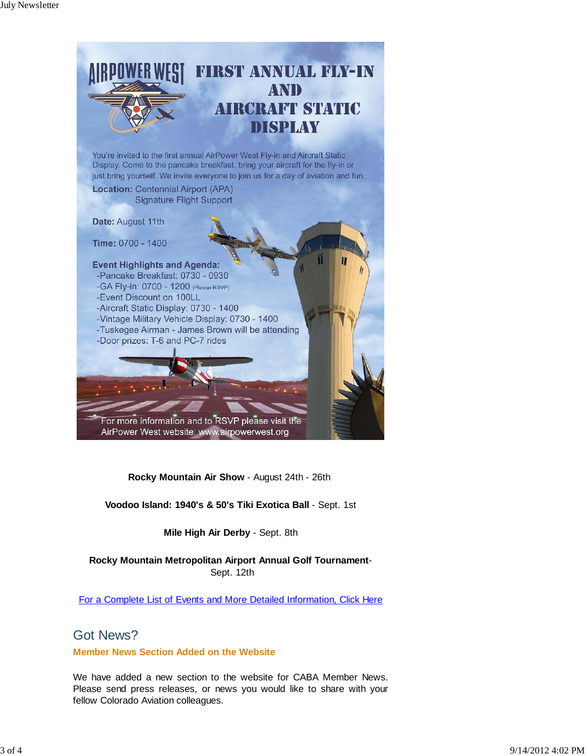# AIRPOWER WEST FIRST ANNUAL FLY-IN AND AIRCRAFT STATIC DISPLAY

You're invited to the first annual AirPower West Fly-in and Aircraft Static Display. Come to the pancake breakfast, bring your aircraft for the fly-in or just bring yourself. We invite everyone to join us for a day of aviation and fun.

**Location:** Centennial Airport (APA)
Signature Flight Support

**Date:** August 11th

**Time:** 0700 - 1400

**Event Highlights and Agenda:**

- Pancake Breakfast: 0730 - 0930
- GA Fly-in: 0700 - 1200 (Please RSVP)
- Event Discount on 100LL
- Aircraft Static Display: 0730 - 1400
- Vintage Military Vehicle Display: 0730 - 1400
- Tuskegee Airman - James Brown will be attending
- Door prizes: T-6 and PC-7 rides

For more information and to RSVP please visit the AirPower West website: www.airpowerwest.org

**Rocky Mountain Air Show** - August 24th - 26th

**Voodoo Island: 1940's & 50's Tiki Exotica Ball** - Sept. 1st

**Mile High Air Derby** - Sept. 8th

**Rocky Mountain Metropolitan Airport Annual Golf Tournament**- Sept. 12th

For a Complete List of Events and More Detailed Information, Click Here

## Got News?

### Member News Section Added on the Website

We have added a new section to the website for CABA Member News. Please send press releases, or news you would like to share with your fellow Colorado Aviation colleagues.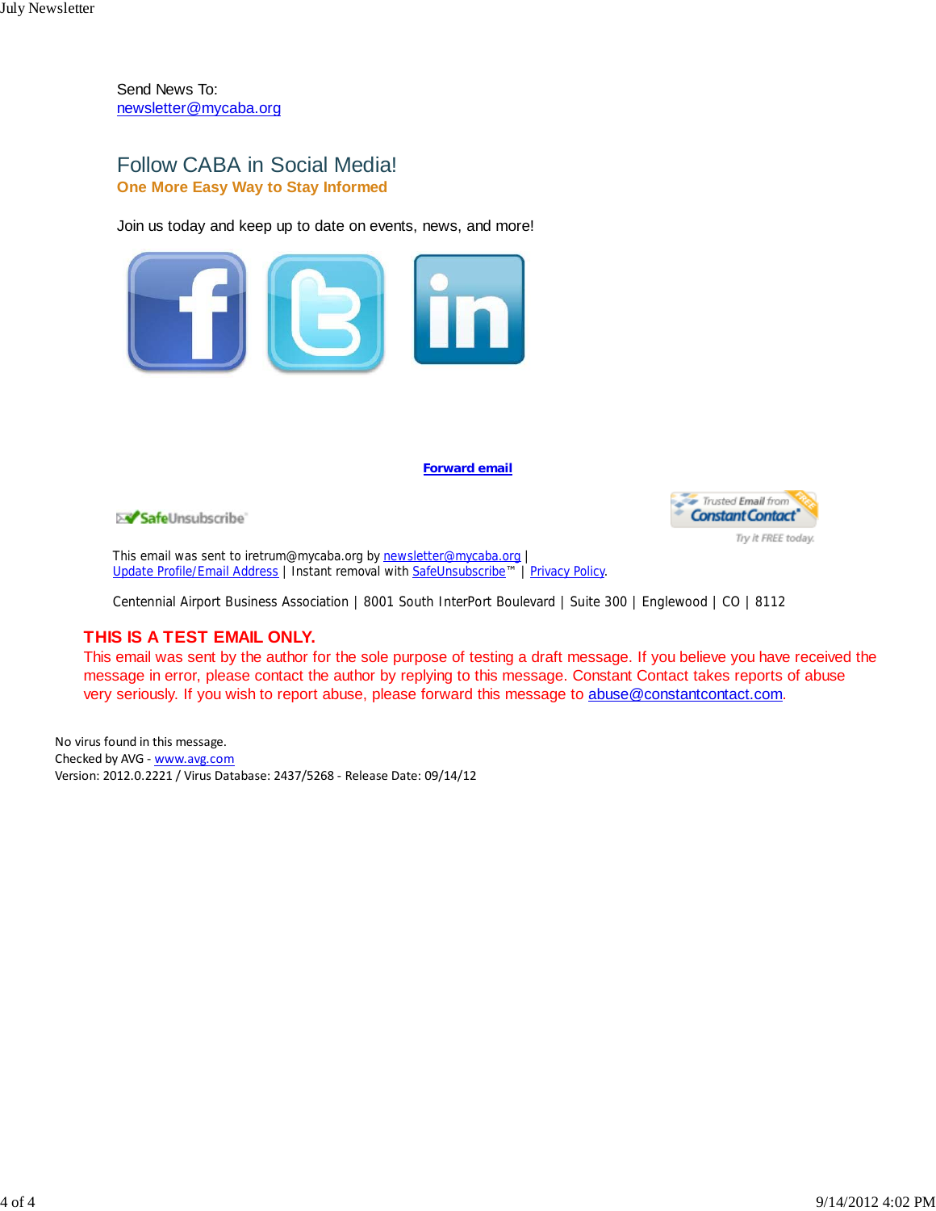Send News To:
newsletter@mycaba.org

## Follow CABA in Social Media!

**One More Easy Way to Stay Informed**

Join us today and keep up to date on events, news, and more!

**Forward email**

SafeUnsubscribe

Trusted Email from Constant Contact
Try it FREE today.

This email was sent to iretrum@mycaba.org by newsletter@mycaba.org |
Update Profile/Email Address | Instant removal with SafeUnsubscribe™ | Privacy Policy.

Centennial Airport Business Association | 8001 South InterPort Boulevard | Suite 300 | Englewood | CO | 8112

**THIS IS A TEST EMAIL ONLY.**
This email was sent by the author for the sole purpose of testing a draft message. If you believe you have received the message in error, please contact the author by replying to this message. Constant Contact takes reports of abuse very seriously. If you wish to report abuse, please forward this message to abuse@constantcontact.com.

No virus found in this message.
Checked by AVG - www.avg.com
Version: 2012.0.2221 / Virus Database: 2437/5268 - Release Date: 09/14/12